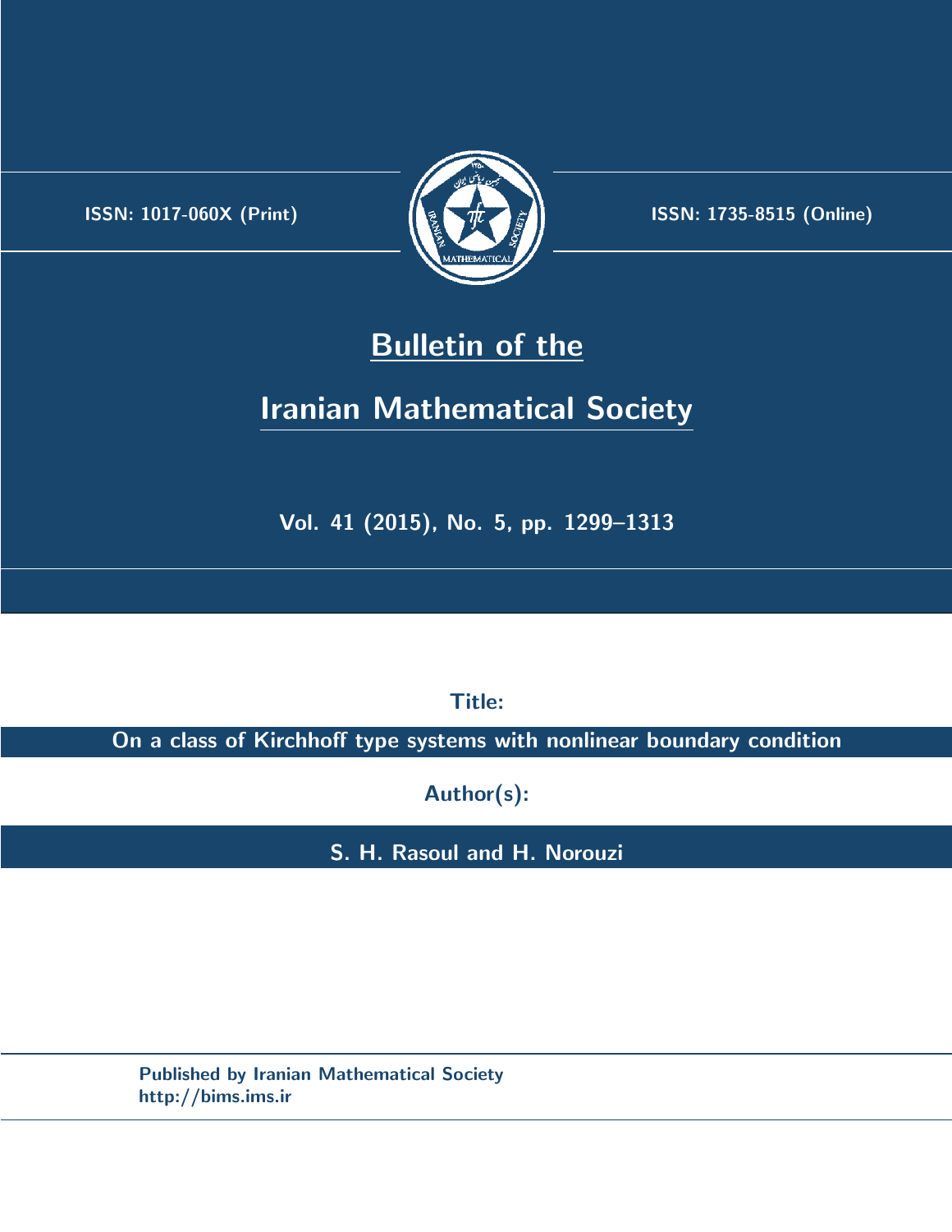ISSN: 1017-060X (Print)

ISSN: 1735-8515 (Online)

# Bulletin of the Iranian Mathematical Society

Vol. 41 (2015), No. 5, pp. 1299–1313

**Title:**

**On a class of Kirchhoff type systems with nonlinear boundary condition**

**Author(s):**

**S. H. Rasoul and H. Norouzi**

Published by Iranian Mathematical Society
http://bims.ims.ir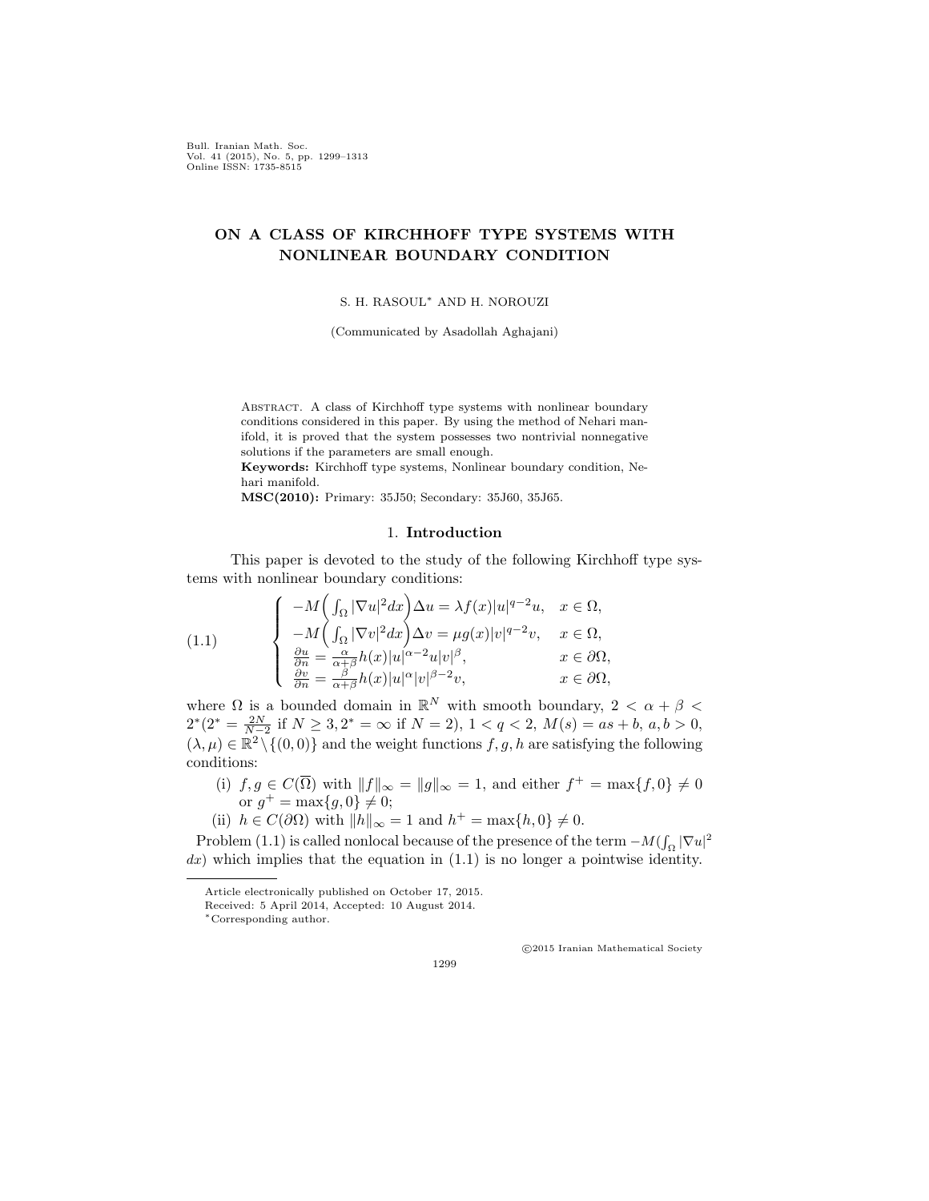# ON A CLASS OF KIRCHHOFF TYPE SYSTEMS WITH NONLINEAR BOUNDARY CONDITION

S. H. RASOUL[∗] AND H. NOROUZI

(Communicated by Asadollah Aghajani)

Abstract. A class of Kirchhoff type systems with nonlinear boundary conditions considered in this paper. By using the method of Nehari manifold, it is proved that the system possesses two nontrivial nonnegative solutions if the parameters are small enough.

**Keywords:** Kirchhoff type systems, Nonlinear boundary condition, Nehari manifold.

**MSC(2010):** Primary: 35J50; Secondary: 35J60, 35J65.

## 1. Introduction

This paper is devoted to the study of the following Kirchhoff type systems with nonlinear boundary conditions:

$$
(1.1) \qquad \begin{cases} -M\Big(\int_\Omega |\nabla u|^2 dx\Big)\Delta u = \lambda f(x)|u|^{q-2}u, & x \in \Omega, \\ -M\Big(\int_\Omega |\nabla v|^2 dx\Big)\Delta v = \mu g(x)|v|^{q-2}v, & x \in \Omega, \\ \frac{\partial u}{\partial n} = \frac{\alpha}{\alpha+\beta} h(x)|u|^{\alpha-2}u|v|^{\beta}, & x \in \partial\Omega, \\ \frac{\partial v}{\partial n} = \frac{\beta}{\alpha+\beta} h(x)|u|^{\alpha}|v|^{\beta-2}v, & x \in \partial\Omega, \end{cases}
$$

where $\Omega$ is a bounded domain in $\mathbb{R}^N$ with smooth boundary, $2 < \alpha + \beta < 2^*(2^* = \frac{2N}{N-2}$ if $N \geq 3, 2^* = \infty$ if $N = 2)$, $1 < q < 2$, $M(s) = as + b$, $a, b > 0$, $(\lambda, \mu) \in \mathbb{R}^2 \setminus \{(0, 0)\}$ and the weight functions $f, g, h$ are satisfying the following conditions:

(i) $f, g \in C(\overline{\Omega})$ with $\|f\|_\infty = \|g\|_\infty = 1$, and either $f^+ = \max\{f, 0\} \neq 0$ or $g^+ = \max\{g, 0\} \neq 0$;

(ii) $h \in C(\partial\Omega)$ with $\|h\|_\infty = 1$ and $h^+ = \max\{h, 0\} \neq 0$.

Problem (1.1) is called nonlocal because of the presence of the term $-M(\int_\Omega |\nabla u|^2 dx)$ which implies that the equation in (1.1) is no longer a pointwise identity.

Article electronically published on October 17, 2015.

Received: 5 April 2014, Accepted: 10 August 2014.

[∗]Corresponding author.

©2015 Iranian Mathematical Society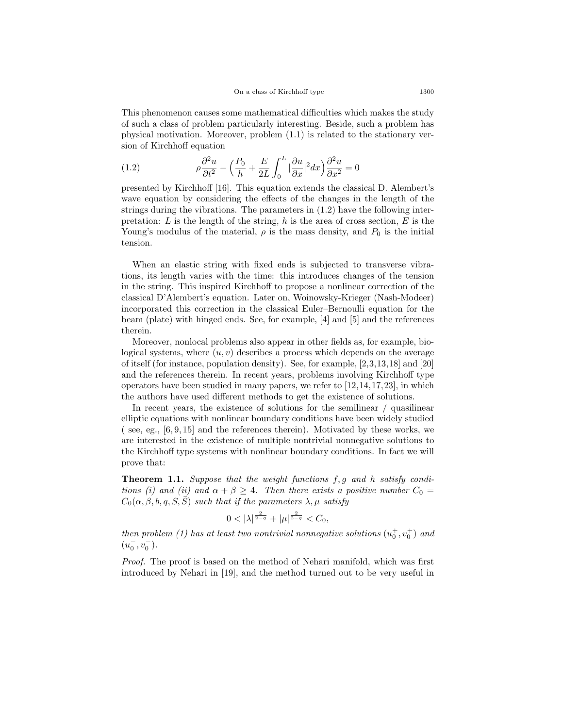This phenomenon causes some mathematical difficulties which makes the study of such a class of problem particularly interesting. Beside, such a problem has physical motivation. Moreover, problem (1.1) is related to the stationary version of Kirchhoff equation

$$\rho\frac{\partial^2 u}{\partial t^2}-\Big(\frac{P_0}{h}+\frac{E}{2L}\int_0^L|\frac{\partial u}{\partial x}|^2dx\Big)\frac{\partial^2 u}{\partial x^2}=0 \tag{1.2}$$

presented by Kirchhoff [16]. This equation extends the classical D. Alembert's wave equation by considering the effects of the changes in the length of the strings during the vibrations. The parameters in (1.2) have the following interpretation: $L$ is the length of the string, $h$ is the area of cross section, $E$ is the Young's modulus of the material, $\rho$ is the mass density, and $P_0$ is the initial tension.

When an elastic string with fixed ends is subjected to transverse vibrations, its length varies with the time: this introduces changes of the tension in the string. This inspired Kirchhoff to propose a nonlinear correction of the classical D'Alembert's equation. Later on, Woinowsky-Krieger (Nash-Modeer) incorporated this correction in the classical Euler–Bernoulli equation for the beam (plate) with hinged ends. See, for example, [4] and [5] and the references therein.

Moreover, nonlocal problems also appear in other fields as, for example, biological systems, where $(u, v)$ describes a process which depends on the average of itself (for instance, population density). See, for example, [2,3,13,18] and [20] and the references therein. In recent years, problems involving Kirchhoff type operators have been studied in many papers, we refer to [12,14,17,23], in which the authors have used different methods to get the existence of solutions.

In recent years, the existence of solutions for the semilinear / quasilinear elliptic equations with nonlinear boundary conditions have been widely studied ( see, eg., [6,9,15] and the references therein). Motivated by these works, we are interested in the existence of multiple nontrivial nonnegative solutions to the Kirchhoff type systems with nonlinear boundary conditions. In fact we will prove that:

**Theorem 1.1.** *Suppose that the weight functions $f, g$ and $h$ satisfy conditions (i) and (ii) and $\alpha+\beta\geq 4$. Then there exists a positive number $C_0 = C_0(\alpha, \beta, b, q, S, \bar{S})$ such that if the parameters $\lambda, \mu$ satisfy*

$$0<|\lambda|^{\frac{2}{2-q}}+|\mu|^{\frac{2}{2-q}}<C_0,$$

*then problem (1) has at least two nontrivial nonnegative solutions $(u_0^+, v_0^+)$ and $(u_0^-, v_0^-)$.*

*Proof.* The proof is based on the method of Nehari manifold, which was first introduced by Nehari in [19], and the method turned out to be very useful in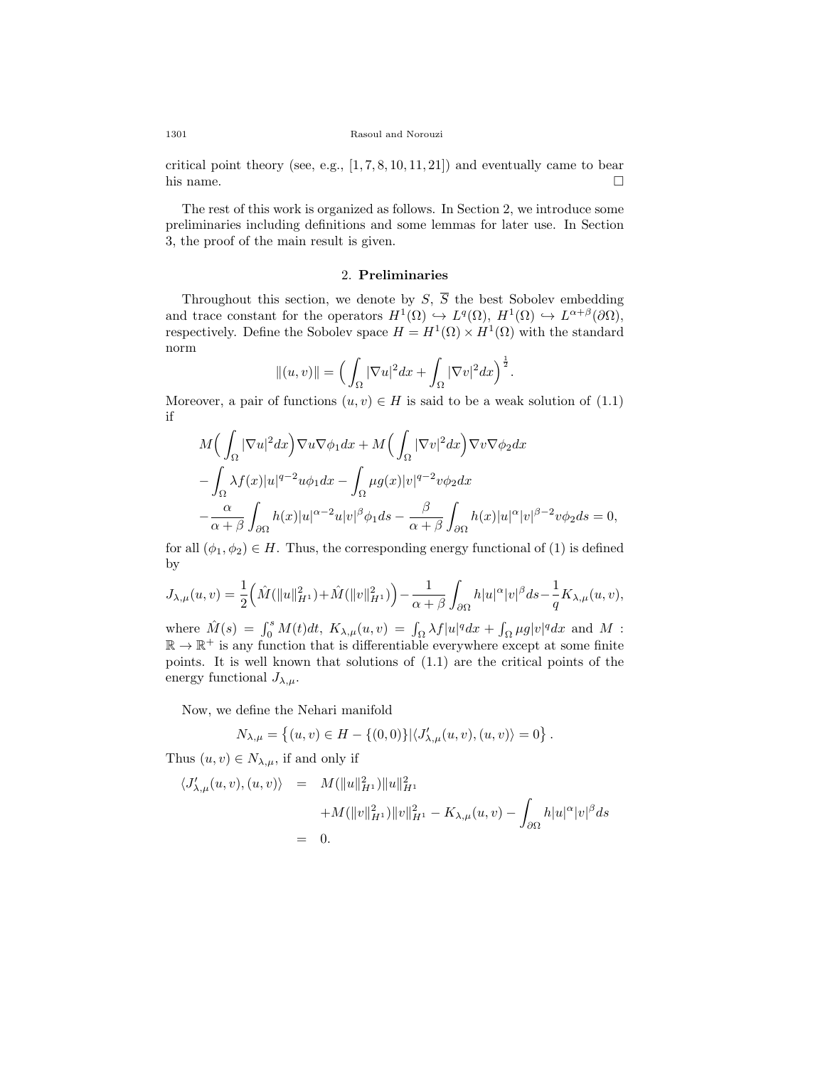critical point theory (see, e.g., [1, 7, 8, 10, 11, 21]) and eventually came to bear his name. □

The rest of this work is organized as follows. In Section 2, we introduce some preliminaries including definitions and some lemmas for later use. In Section 3, the proof of the main result is given.

## 2. **Preliminaries**

Throughout this section, we denote by $S$, $\overline{S}$ the best Sobolev embedding and trace constant for the operators $H^1(\Omega) \hookrightarrow L^q(\Omega)$, $H^1(\Omega) \hookrightarrow L^{\alpha+\beta}(\partial\Omega)$, respectively. Define the Sobolev space $H = H^1(\Omega) \times H^1(\Omega)$ with the standard norm

$$\|(u,v)\| = \Big( \int_\Omega |\nabla u|^2 dx + \int_\Omega |\nabla v|^2 dx \Big)^{\frac{1}{2}}.$$

Moreover, a pair of functions $(u,v) \in H$ is said to be a weak solution of (1.1) if

$$\begin{aligned}
&M\Big( \int_\Omega |\nabla u|^2 dx \Big) \nabla u \nabla \phi_1 dx + M\Big( \int_\Omega |\nabla v|^2 dx \Big) \nabla v \nabla \phi_2 dx \\
&- \int_\Omega \lambda f(x) |u|^{q-2} u \phi_1 dx - \int_\Omega \mu g(x) |v|^{q-2} v \phi_2 dx \\
&- \frac{\alpha}{\alpha+\beta} \int_{\partial\Omega} h(x) |u|^{\alpha-2} u |v|^{\beta} \phi_1 ds - \frac{\beta}{\alpha+\beta} \int_{\partial\Omega} h(x) |u|^{\alpha} |v|^{\beta-2} v \phi_2 ds = 0,
\end{aligned}$$

for all $(\phi_1, \phi_2) \in H$. Thus, the corresponding energy functional of (1) is defined by

$$J_{\lambda,\mu}(u,v) = \frac{1}{2}\Big( \hat{M}(\|u\|^2_{H^1}) + \hat{M}(\|v\|^2_{H^1}) \Big) - \frac{1}{\alpha+\beta} \int_{\partial\Omega} h|u|^{\alpha}|v|^{\beta} ds - \frac{1}{q} K_{\lambda,\mu}(u,v),$$

where $\hat{M}(s) = \int_0^s M(t)dt$, $K_{\lambda,\mu}(u,v) = \int_\Omega \lambda f |u|^q dx + \int_\Omega \mu g |v|^q dx$ and $M : \mathbb{R} \to \mathbb{R}^+$ is any function that is differentiable everywhere except at some finite points. It is well known that solutions of (1.1) are the critical points of the energy functional $J_{\lambda,\mu}$.

Now, we define the Nehari manifold

$$N_{\lambda,\mu} = \left\{ (u,v) \in H - \{(0,0)\} | \langle J'_{\lambda,\mu}(u,v), (u,v) \rangle = 0 \right\}.$$

Thus $(u,v) \in N_{\lambda,\mu}$, if and only if

$$\begin{aligned}
\langle J'_{\lambda,\mu}(u,v), (u,v) \rangle &= M(\|u\|^2_{H^1}) \|u\|^2_{H^1} \\
&\quad + M(\|v\|^2_{H^1}) \|v\|^2_{H^1} - K_{\lambda,\mu}(u,v) - \int_{\partial\Omega} h|u|^{\alpha}|v|^{\beta} ds \\
&= 0.
\end{aligned}$$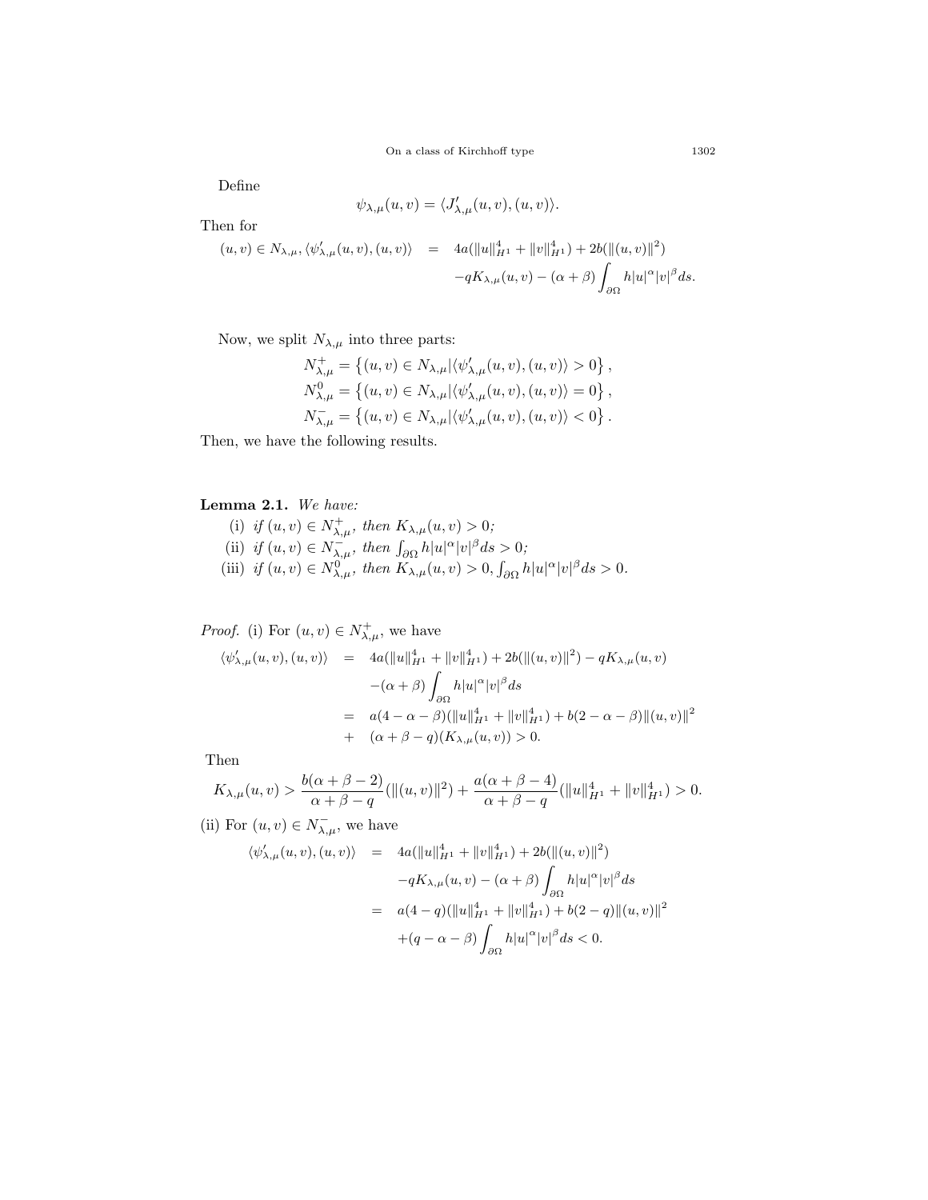Define

$$\psi_{\lambda,\mu}(u,v) = \langle J'_{\lambda,\mu}(u,v),(u,v)\rangle.$$

Then for

$$\begin{aligned}(u,v)\in N_{\lambda,\mu}, \langle \psi'_{\lambda,\mu}(u,v),(u,v)\rangle &= 4a(\|u\|^4_{H^1}+\|v\|^4_{H^1})+2b(\|(u,v)\|^2)\\ &\quad -qK_{\lambda,\mu}(u,v)-(\alpha+\beta)\int_{\partial\Omega} h|u|^{\alpha}|v|^{\beta}ds.\end{aligned}$$

Now, we split $N_{\lambda,\mu}$ into three parts:

$$N^+_{\lambda,\mu} = \left\{(u,v)\in N_{\lambda,\mu} | \langle \psi'_{\lambda,\mu}(u,v),(u,v)\rangle > 0\right\},$$
$$N^0_{\lambda,\mu} = \left\{(u,v)\in N_{\lambda,\mu} | \langle \psi'_{\lambda,\mu}(u,v),(u,v)\rangle = 0\right\},$$
$$N^-_{\lambda,\mu} = \left\{(u,v)\in N_{\lambda,\mu} | \langle \psi'_{\lambda,\mu}(u,v),(u,v)\rangle < 0\right\}.$$

Then, we have the following results.

**Lemma 2.1.** *We have:*

(i) *if $(u,v)\in N^+_{\lambda,\mu}$, then $K_{\lambda,\mu}(u,v)>0$;*

(ii) *if $(u,v)\in N^-_{\lambda,\mu}$, then $\int_{\partial\Omega} h|u|^{\alpha}|v|^{\beta}ds>0$;*

(iii) *if $(u,v)\in N^0_{\lambda,\mu}$, then $K_{\lambda,\mu}(u,v)>0, \int_{\partial\Omega} h|u|^{\alpha}|v|^{\beta}ds>0$.*

*Proof.* (i) For $(u,v)\in N^+_{\lambda,\mu}$, we have

$$\begin{aligned}\langle \psi'_{\lambda,\mu}(u,v),(u,v)\rangle &= 4a(\|u\|^4_{H^1}+\|v\|^4_{H^1})+2b(\|(u,v)\|^2)-qK_{\lambda,\mu}(u,v)\\ &\quad -(\alpha+\beta)\int_{\partial\Omega} h|u|^{\alpha}|v|^{\beta}ds\\ &= a(4-\alpha-\beta)(\|u\|^4_{H^1}+\|v\|^4_{H^1})+b(2-\alpha-\beta)\|(u,v)\|^2\\ &\quad + (\alpha+\beta-q)(K_{\lambda,\mu}(u,v))>0.\end{aligned}$$

Then

$$K_{\lambda,\mu}(u,v) > \frac{b(\alpha+\beta-2)}{\alpha+\beta-q}(\|(u,v)\|^2)+\frac{a(\alpha+\beta-4)}{\alpha+\beta-q}(\|u\|^4_{H^1}+\|v\|^4_{H^1})>0.$$

(ii) For $(u,v)\in N^-_{\lambda,\mu}$, we have

$$\begin{aligned}\langle \psi'_{\lambda,\mu}(u,v),(u,v)\rangle &= 4a(\|u\|^4_{H^1}+\|v\|^4_{H^1})+2b(\|(u,v)\|^2)\\ &\quad -qK_{\lambda,\mu}(u,v)-(\alpha+\beta)\int_{\partial\Omega} h|u|^{\alpha}|v|^{\beta}ds\\ &= a(4-q)(\|u\|^4_{H^1}+\|v\|^4_{H^1})+b(2-q)\|(u,v)\|^2\\ &\quad +(q-\alpha-\beta)\int_{\partial\Omega} h|u|^{\alpha}|v|^{\beta}ds<0.\end{aligned}$$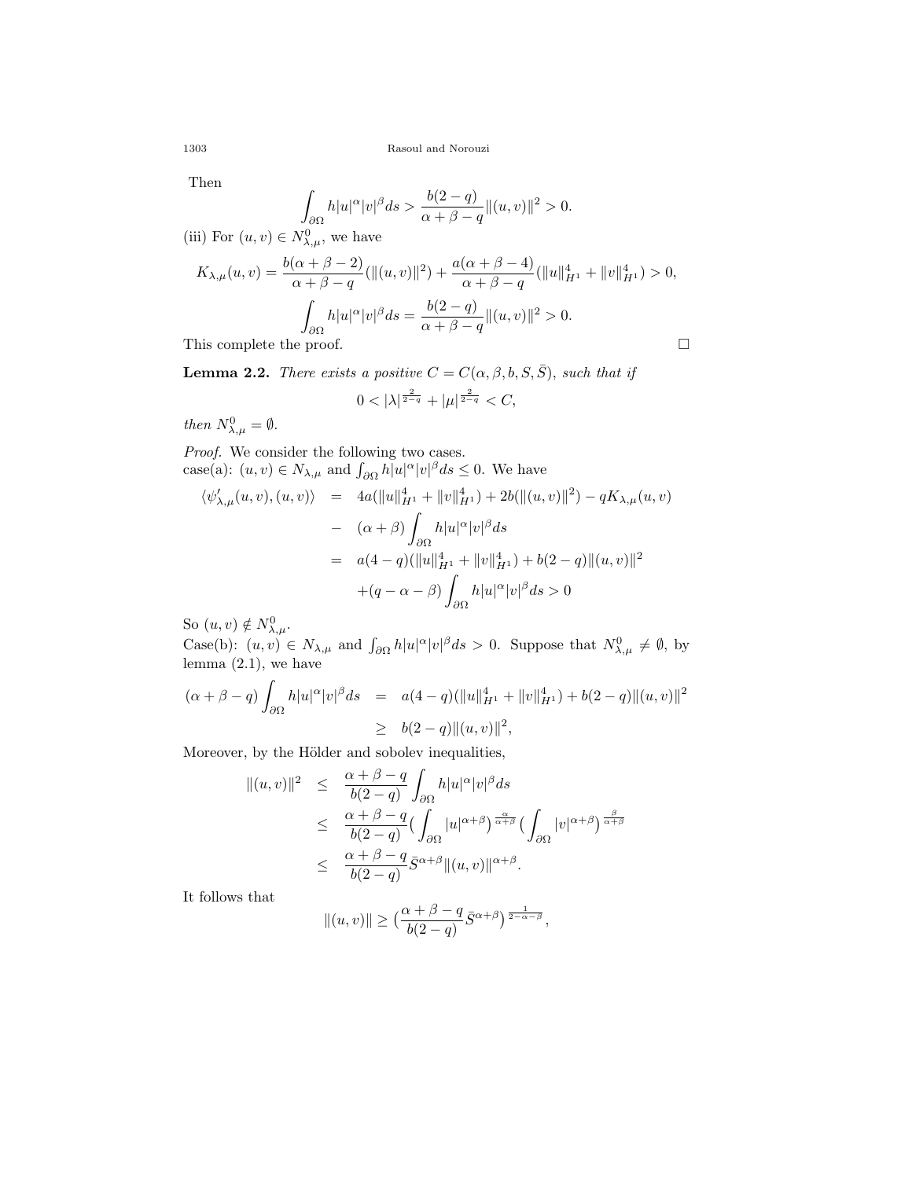Then

$$\int_{\partial\Omega} h|u|^\alpha|v|^\beta ds > \frac{b(2-q)}{\alpha+\beta-q}\|(u,v)\|^2 > 0.$$

(iii) For $(u,v) \in N^0_{\lambda,\mu}$, we have

$$K_{\lambda,\mu}(u,v) = \frac{b(\alpha+\beta-2)}{\alpha+\beta-q}(\|(u,v)\|^2) + \frac{a(\alpha+\beta-4)}{\alpha+\beta-q}(\|u\|^4_{H^1} + \|v\|^4_{H^1}) > 0,$$

$$\int_{\partial\Omega} h|u|^\alpha|v|^\beta ds = \frac{b(2-q)}{\alpha+\beta-q}\|(u,v)\|^2 > 0.$$

This complete the proof. $\square$

**Lemma 2.2.** *There exists a positive $C = C(\alpha,\beta,b,S,\bar{S})$, such that if*

$$0 < |\lambda|^{\frac{2}{2-q}} + |\mu|^{\frac{2}{2-q}} < C,$$

*then $N^0_{\lambda,\mu} = \emptyset$.*

*Proof.* We consider the following two cases.
case(a): $(u,v) \in N_{\lambda,\mu}$ and $\int_{\partial\Omega} h|u|^\alpha|v|^\beta ds \leq 0$. We have

$$\begin{aligned}
\langle \psi'_{\lambda,\mu}(u,v),(u,v)\rangle &= 4a(\|u\|^4_{H^1} + \|v\|^4_{H^1}) + 2b(\|(u,v)\|^2) - qK_{\lambda,\mu}(u,v) \\
&\quad - (\alpha+\beta)\int_{\partial\Omega} h|u|^\alpha|v|^\beta ds \\
&= a(4-q)(\|u\|^4_{H^1} + \|v\|^4_{H^1}) + b(2-q)\|(u,v)\|^2 \\
&\quad + (q-\alpha-\beta)\int_{\partial\Omega} h|u|^\alpha|v|^\beta ds > 0
\end{aligned}$$

So $(u,v) \notin N^0_{\lambda,\mu}$.
Case(b): $(u,v) \in N_{\lambda,\mu}$ and $\int_{\partial\Omega} h|u|^\alpha|v|^\beta ds > 0$. Suppose that $N^0_{\lambda,\mu} \neq \emptyset$, by lemma (2.1), we have

$$\begin{aligned}
(\alpha+\beta-q)\int_{\partial\Omega} h|u|^\alpha|v|^\beta ds &= a(4-q)(\|u\|^4_{H^1} + \|v\|^4_{H^1}) + b(2-q)\|(u,v)\|^2 \\
&\geq b(2-q)\|(u,v)\|^2,
\end{aligned}$$

Moreover, by the Hölder and sobolev inequalities,

$$\begin{aligned}
\|(u,v)\|^2 &\leq \frac{\alpha+\beta-q}{b(2-q)}\int_{\partial\Omega} h|u|^\alpha|v|^\beta ds \\
&\leq \frac{\alpha+\beta-q}{b(2-q)}\Big(\int_{\partial\Omega} |u|^{\alpha+\beta}\Big)^{\frac{\alpha}{\alpha+\beta}}\Big(\int_{\partial\Omega} |v|^{\alpha+\beta}\Big)^{\frac{\beta}{\alpha+\beta}} \\
&\leq \frac{\alpha+\beta-q}{b(2-q)}\bar{S}^{\alpha+\beta}\|(u,v)\|^{\alpha+\beta}.
\end{aligned}$$

It follows that

$$\|(u,v)\| \geq \Big(\frac{\alpha+\beta-q}{b(2-q)}\bar{S}^{\alpha+\beta}\Big)^{\frac{1}{2-\alpha-\beta}},$$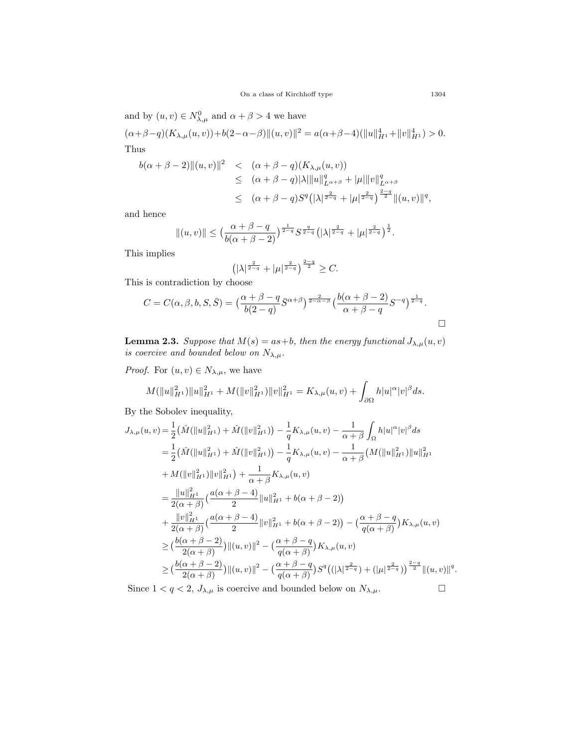and by $(u,v) \in N^0_{\lambda,\mu}$ and $\alpha+\beta > 4$ we have

$$(\alpha+\beta-q)(K_{\lambda,\mu}(u,v))+b(2-\alpha-\beta)\|(u,v)\|^2 = a(\alpha+\beta-4)(\|u\|^4_{H^1}+\|v\|^4_{H^1}) > 0.$$

Thus

$$\begin{aligned}
b(\alpha+\beta-2)\|(u,v)\|^2 &< (\alpha+\beta-q)(K_{\lambda,\mu}(u,v)) \\
&\leq (\alpha+\beta-q)|\lambda|\|u\|^q_{L^{\alpha+\beta}} + |\mu|\|v\|^q_{L^{\alpha+\beta}} \\
&\leq (\alpha+\beta-q)S^q\big(|\lambda|^{\frac{2}{2-q}}+|\mu|^{\frac{2}{2-q}}\big)^{\frac{2-q}{2}}\|(u,v)\|^q,
\end{aligned}$$

and hence

$$\|(u,v)\| \leq \big(\frac{\alpha+\beta-q}{b(\alpha+\beta-2)}\big)^{\frac{1}{2-q}}S^{\frac{q}{2-q}}\big(|\lambda|^{\frac{2}{2-q}}+|\mu|^{\frac{2}{2-q}}\big)^{\frac{1}{2}}.$$

This implies

$$\big(|\lambda|^{\frac{2}{2-q}}+|\mu|^{\frac{2}{2-q}}\big)^{\frac{2-q}{2}} \geq C.$$

This is contradiction by choose

$$C = C(\alpha,\beta,b,S,\bar{S}) = \big(\frac{\alpha+\beta-q}{b(2-q)}\bar{S}^{\alpha+\beta}\big)^{\frac{2}{2-\alpha-\beta}}\big(\frac{b(\alpha+\beta-2)}{\alpha+\beta-q}S^{-q}\big)^{\frac{1}{2-q}}.$$

□

**Lemma 2.3.** *Suppose that $M(s) = as+b$, then the energy functional $J_{\lambda,\mu}(u,v)$ is coercive and bounded below on $N_{\lambda,\mu}$.*

*Proof.* For $(u,v) \in N_{\lambda,\mu}$, we have

$$M(\|u\|^2_{H^1})\|u\|^2_{H^1} + M(\|v\|^2_{H^1})\|v\|^2_{H^1} = K_{\lambda,\mu}(u,v) + \int_{\partial\Omega} h|u|^\alpha|v|^\beta ds.$$

By the Sobolev inequality,

$$\begin{aligned}
J_{\lambda,\mu}(u,v) &= \frac{1}{2}\big(\hat{M}(\|u\|^2_{H^1})+\hat{M}(\|v\|^2_{H^1})\big) - \frac{1}{q}K_{\lambda,\mu}(u,v) - \frac{1}{\alpha+\beta}\int_\Omega h|u|^\alpha|v|^\beta ds \\
&= \frac{1}{2}\big(\hat{M}(\|u\|^2_{H^1})+\hat{M}(\|v\|^2_{H^1})\big) - \frac{1}{q}K_{\lambda,\mu}(u,v) - \frac{1}{\alpha+\beta}\big(M(\|u\|^2_{H^1})\|u\|^2_{H^1} \\
&\quad + M(\|v\|^2_{H^1})\|v\|^2_{H^1}\big) + \frac{1}{\alpha+\beta}K_{\lambda,\mu}(u,v) \\
&= \frac{\|u\|^2_{H^1}}{2(\alpha+\beta)}\big(\frac{a(\alpha+\beta-4)}{2}\|u\|^2_{H^1} + b(\alpha+\beta-2)\big) \\
&\quad + \frac{\|v\|^2_{H^1}}{2(\alpha+\beta)}\big(\frac{a(\alpha+\beta-4)}{2}\|v\|^2_{H^1} + b(\alpha+\beta-2)\big) - \big(\frac{\alpha+\beta-q}{q(\alpha+\beta)}\big)K_{\lambda,\mu}(u,v) \\
&\geq \big(\frac{b(\alpha+\beta-2)}{2(\alpha+\beta)}\big)\|(u,v)\|^2 - \big(\frac{\alpha+\beta-q}{q(\alpha+\beta)}\big)K_{\lambda,\mu}(u,v) \\
&\geq \big(\frac{b(\alpha+\beta-2)}{2(\alpha+\beta)}\big)\|(u,v)\|^2 - \big(\frac{\alpha+\beta-q}{q(\alpha+\beta)}\big)S^q\big((|\lambda|^{\frac{2}{2-q}}) + (|\mu|^{\frac{2}{2-q}})\big)^{\frac{2-q}{2}}\|(u,v)\|^q.
\end{aligned}$$

Since $1 < q < 2$, $J_{\lambda,\mu}$ is coercive and bounded below on $N_{\lambda,\mu}$. □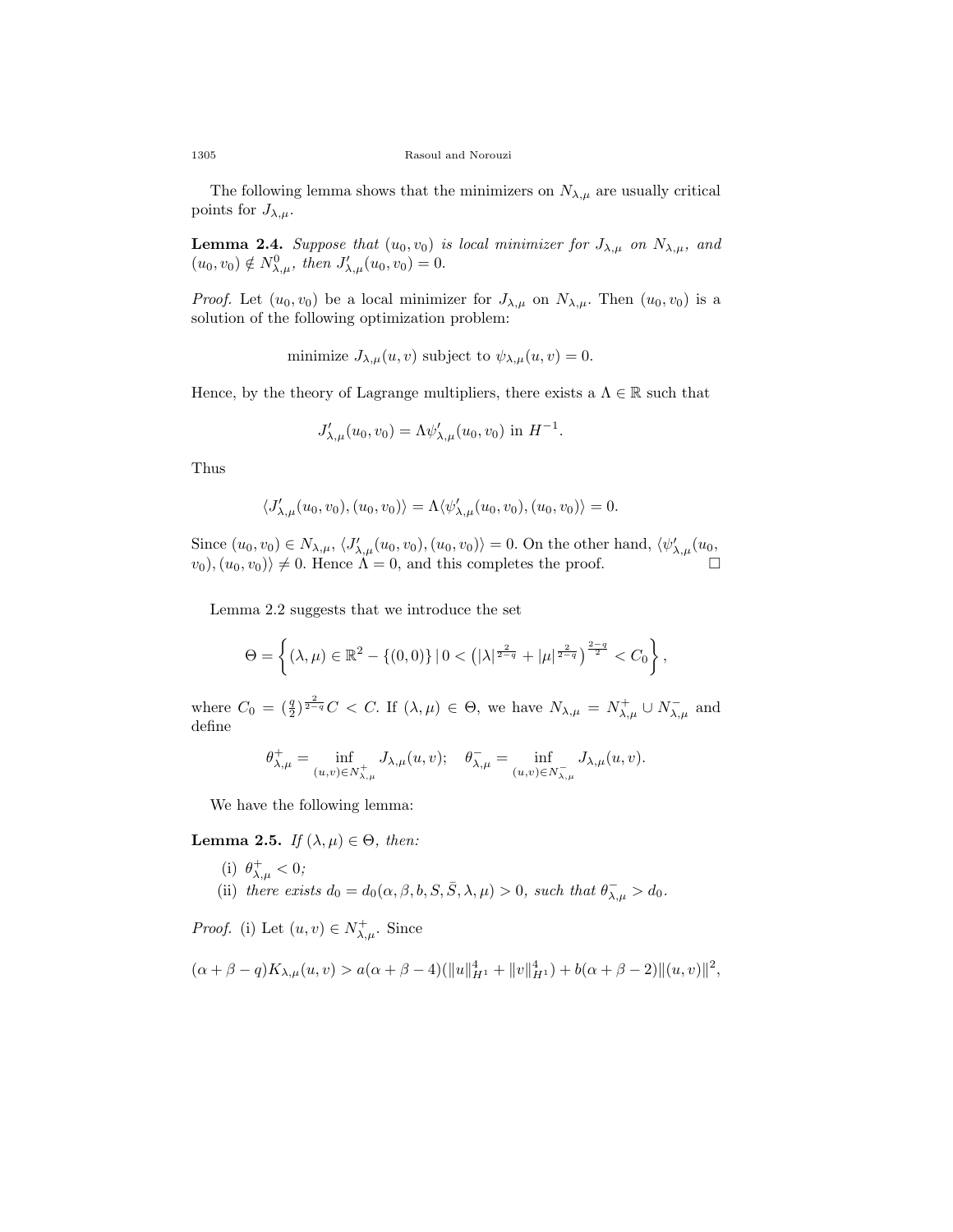The following lemma shows that the minimizers on $N_{\lambda,\mu}$ are usually critical points for $J_{\lambda,\mu}$.

**Lemma 2.4.** *Suppose that $(u_0, v_0)$ is local minimizer for $J_{\lambda,\mu}$ on $N_{\lambda,\mu}$, and $(u_0, v_0) \notin N^0_{\lambda,\mu}$, then $J'_{\lambda,\mu}(u_0, v_0) = 0$.*

*Proof.* Let $(u_0, v_0)$ be a local minimizer for $J_{\lambda,\mu}$ on $N_{\lambda,\mu}$. Then $(u_0, v_0)$ is a solution of the following optimization problem:

$$\text{minimize } J_{\lambda,\mu}(u, v) \text{ subject to } \psi_{\lambda,\mu}(u, v) = 0.$$

Hence, by the theory of Lagrange multipliers, there exists a $\Lambda \in \mathbb{R}$ such that

$$J'_{\lambda,\mu}(u_0, v_0) = \Lambda \psi'_{\lambda,\mu}(u_0, v_0) \text{ in } H^{-1}.$$

Thus

$$\langle J'_{\lambda,\mu}(u_0, v_0), (u_0, v_0)\rangle = \Lambda \langle \psi'_{\lambda,\mu}(u_0, v_0), (u_0, v_0)\rangle = 0.$$

Since $(u_0, v_0) \in N_{\lambda,\mu}$, $\langle J'_{\lambda,\mu}(u_0, v_0), (u_0, v_0)\rangle = 0$. On the other hand, $\langle \psi'_{\lambda,\mu}(u_0, v_0), (u_0, v_0)\rangle \neq 0$. Hence $\Lambda = 0$, and this completes the proof. $\square$

Lemma 2.2 suggests that we introduce the set

$$\Theta = \left\{ (\lambda, \mu) \in \mathbb{R}^2 - \{(0,0)\} \,|\, 0 < \left(|\lambda|^{\frac{2}{2-q}} + |\mu|^{\frac{2}{2-q}}\right)^{\frac{2-q}{2}} < C_0 \right\},$$

where $C_0 = (\frac{q}{2})^{\frac{2}{2-q}} C < C$. If $(\lambda, \mu) \in \Theta$, we have $N_{\lambda,\mu} = N^+_{\lambda,\mu} \cup N^-_{\lambda,\mu}$ and define

$$\theta^+_{\lambda,\mu} = \inf_{(u,v)\in N^+_{\lambda,\mu}} J_{\lambda,\mu}(u, v); \quad \theta^-_{\lambda,\mu} = \inf_{(u,v)\in N^-_{\lambda,\mu}} J_{\lambda,\mu}(u, v).$$

We have the following lemma:

**Lemma 2.5.** *If $(\lambda, \mu) \in \Theta$, then:*

(i) *$\theta^+_{\lambda,\mu} < 0$;*

(ii) *there exists $d_0 = d_0(\alpha, \beta, b, S, \bar{S}, \lambda, \mu) > 0$, such that $\theta^-_{\lambda,\mu} > d_0$.*

*Proof.* (i) Let $(u, v) \in N^+_{\lambda,\mu}$. Since

$$(\alpha + \beta - q)K_{\lambda,\mu}(u, v) > a(\alpha + \beta - 4)(\|u\|^4_{H^1} + \|v\|^4_{H^1}) + b(\alpha + \beta - 2)\|(u, v)\|^2,$$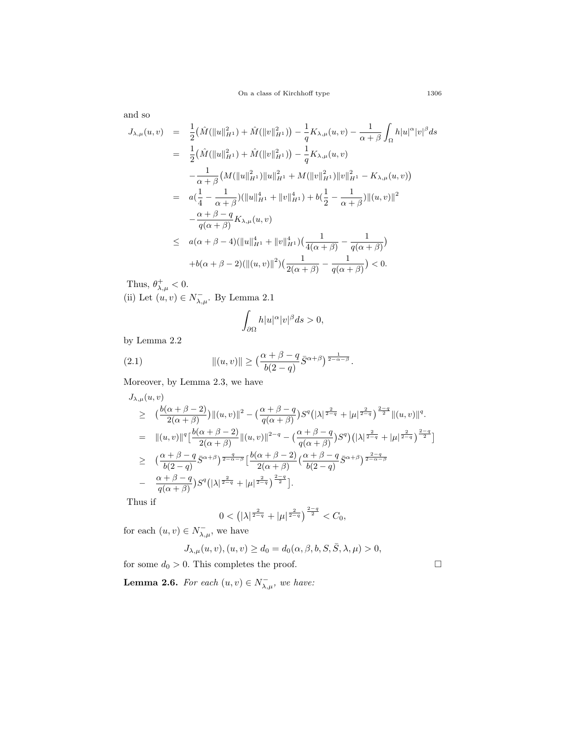and so

$$
\begin{aligned}
J_{\lambda,\mu}(u,v) &= \frac{1}{2}\big(\hat{M}(\|u\|_{H^1}^2) + \hat{M}(\|v\|_{H^1}^2)\big) - \frac{1}{q}K_{\lambda,\mu}(u,v) - \frac{1}{\alpha+\beta}\int_\Omega h|u|^\alpha|v|^\beta ds \\
&= \frac{1}{2}\big(\hat{M}(\|u\|_{H^1}^2) + \hat{M}(\|v\|_{H^1}^2)\big) - \frac{1}{q}K_{\lambda,\mu}(u,v) \\
&\quad - \frac{1}{\alpha+\beta}\big(M(\|u\|_{H^1}^2)\|u\|_{H^1}^2 + M(\|v\|_{H^1}^2)\|v\|_{H^1}^2 - K_{\lambda,\mu}(u,v)\big) \\
&= a\big(\frac{1}{4} - \frac{1}{\alpha+\beta}\big)(\|u\|_{H^1}^4 + \|v\|_{H^1}^4) + b\big(\frac{1}{2} - \frac{1}{\alpha+\beta}\big)\|(u,v)\|^2 \\
&\quad - \frac{\alpha+\beta-q}{q(\alpha+\beta)}K_{\lambda,\mu}(u,v) \\
&\leq a(\alpha+\beta-4)(\|u\|_{H^1}^4 + \|v\|_{H^1}^4)\big(\frac{1}{4(\alpha+\beta)} - \frac{1}{q(\alpha+\beta)}\big) \\
&\quad + b(\alpha+\beta-2)(\|(u,v)\|^2)\big(\frac{1}{2(\alpha+\beta)} - \frac{1}{q(\alpha+\beta)}\big) < 0.
\end{aligned}
$$

Thus, $\theta^+_{\lambda,\mu} < 0$.

(ii) Let $(u,v) \in N^-_{\lambda,\mu}$. By Lemma 2.1

$$
\int_{\partial\Omega} h|u|^\alpha|v|^\beta ds > 0,
$$

by Lemma 2.2

$$
\|(u,v)\| \geq \big(\frac{\alpha+\beta-q}{b(2-q)}\bar{S}^{\alpha+\beta}\big)^{\frac{1}{2-\alpha-\beta}}. \tag{2.1}
$$

Moreover, by Lemma 2.3, we have

$$
\begin{aligned}
&J_{\lambda,\mu}(u,v) \\
&\geq \big(\frac{b(\alpha+\beta-2)}{2(\alpha+\beta)}\big)\|(u,v)\|^2 - \big(\frac{\alpha+\beta-q}{q(\alpha+\beta)}\big)S^q\big(|\lambda|^{\frac{2}{2-q}} + |\mu|^{\frac{2}{2-q}}\big)^{\frac{2-q}{2}}\|(u,v)\|^q. \\
&= \|(u,v)\|^q\big[\frac{b(\alpha+\beta-2)}{2(\alpha+\beta)}\|(u,v)\|^{2-q} - \big(\frac{\alpha+\beta-q}{q(\alpha+\beta)}\big)S^q\big)\big(|\lambda|^{\frac{2}{2-q}} + |\mu|^{\frac{2}{2-q}}\big)^{\frac{2-q}{2}}\big] \\
&\geq \big(\frac{\alpha+\beta-q}{b(2-q)}\bar{S}^{\alpha+\beta}\big)^{\frac{q}{2-\alpha-\beta}}\big[\frac{b(\alpha+\beta-2)}{2(\alpha+\beta)}\big(\frac{\alpha+\beta-q}{b(2-q)}\bar{S}^{\alpha+\beta}\big)^{\frac{2-q}{2-\alpha-\beta}} \\
&- \frac{\alpha+\beta-q}{q(\alpha+\beta)}\big)S^q\big(|\lambda|^{\frac{2}{2-q}} + |\mu|^{\frac{2}{2-q}}\big)^{\frac{2-q}{2}}\big].
\end{aligned}
$$

Thus if

$$
0 < \big(|\lambda|^{\frac{2}{2-q}} + |\mu|^{\frac{2}{2-q}}\big)^{\frac{2-q}{2}} < C_0,
$$

for each $(u,v) \in N^-_{\lambda,\mu}$, we have

$$
J_{\lambda,\mu}(u,v), (u,v) \geq d_0 = d_0(\alpha,\beta,b,S,\bar{S},\lambda,\mu) > 0,
$$

for some $d_0 > 0$. This completes the proof. $\square$

**Lemma 2.6.** *For each $(u,v) \in N^-_{\lambda,\mu}$, we have:*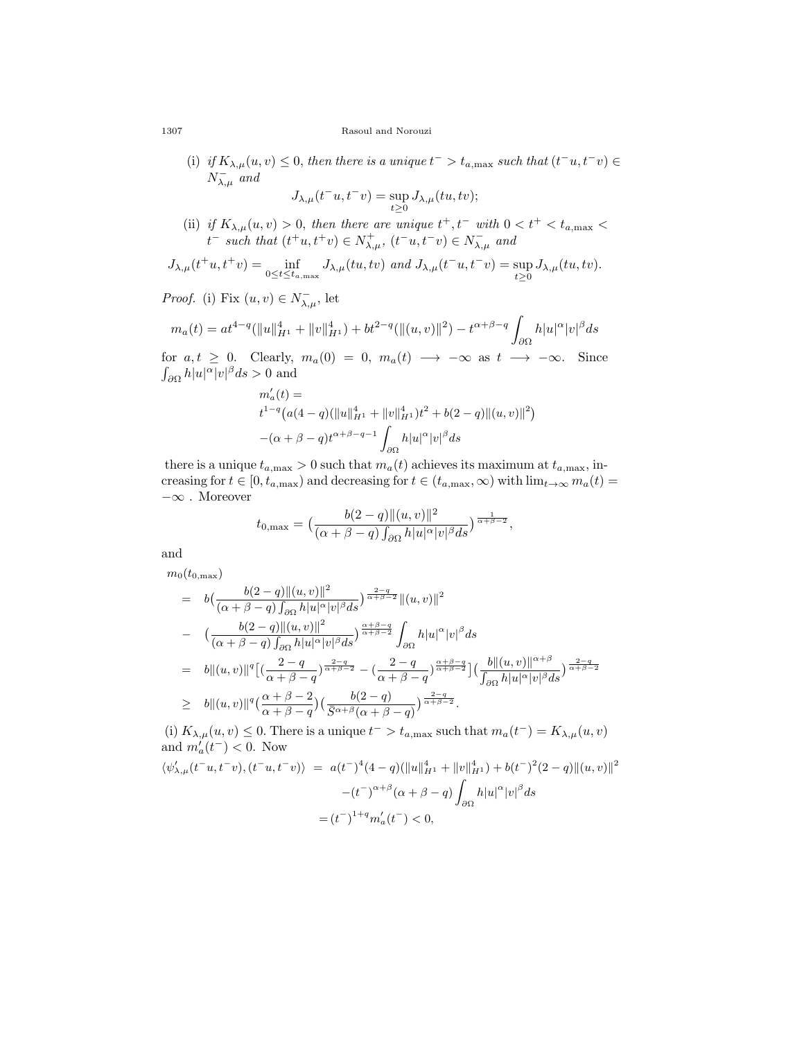(i) *if* $K_{\lambda,\mu}(u,v) \leq 0$*, then there is a unique* $t^- > t_{a,\max}$ *such that* $(t^-u, t^-v) \in N^-_{\lambda,\mu}$ *and*

$$J_{\lambda,\mu}(t^-u, t^-v) = \sup_{t\geq 0} J_{\lambda,\mu}(tu, tv);$$

(ii) *if* $K_{\lambda,\mu}(u,v) > 0$*, then there are unique* $t^+, t^-$ *with* $0 < t^+ < t_{a,\max} < t^-$ *such that* $(t^+u, t^+v) \in N^+_{\lambda,\mu}$*,* $(t^-u, t^-v) \in N^-_{\lambda,\mu}$ *and*

$$J_{\lambda,\mu}(t^+u, t^+v) = \inf_{0\leq t\leq t_{a,\max}} J_{\lambda,\mu}(tu, tv) \text{ and } J_{\lambda,\mu}(t^-u, t^-v) = \sup_{t\geq 0} J_{\lambda,\mu}(tu, tv).$$

*Proof.* (i) Fix $(u,v) \in N^-_{\lambda,\mu}$, let

$$m_a(t) = at^{4-q}(\|u\|^4_{H^1} + \|v\|^4_{H^1}) + bt^{2-q}(\|(u,v)\|^2) - t^{\alpha+\beta-q}\int_{\partial\Omega} h|u|^\alpha|v|^\beta ds$$

for $a, t \geq 0$. Clearly, $m_a(0) = 0$, $m_a(t) \longrightarrow -\infty$ as $t \longrightarrow -\infty$. Since $\int_{\partial\Omega} h|u|^\alpha|v|^\beta ds > 0$ and

$$\begin{aligned}
&m'_a(t) = \\
&t^{1-q}\big(a(4-q)(\|u\|^4_{H^1} + \|v\|^4_{H^1})t^2 + b(2-q)\|(u,v)\|^2\big) \\
&-(\alpha+\beta-q)t^{\alpha+\beta-q-1}\int_{\partial\Omega} h|u|^\alpha|v|^\beta ds
\end{aligned}$$

there is a unique $t_{a,\max} > 0$ such that $m_a(t)$ achieves its maximum at $t_{a,\max}$, increasing for $t \in [0, t_{a,\max})$ and decreasing for $t \in (t_{a,\max}, \infty)$ with $\lim_{t\to\infty} m_a(t) = -\infty$ . Moreover

$$t_{0,\max} = \big(\frac{b(2-q)\|(u,v)\|^2}{(\alpha+\beta-q)\int_{\partial\Omega} h|u|^\alpha|v|^\beta ds}\big)^{\frac{1}{\alpha+\beta-2}},$$

and

$$\begin{aligned}
&m_0(t_{0,\max}) \\
&= b\big(\frac{b(2-q)\|(u,v)\|^2}{(\alpha+\beta-q)\int_{\partial\Omega} h|u|^\alpha|v|^\beta ds}\big)^{\frac{2-q}{\alpha+\beta-2}}\|(u,v)\|^2 \\
&- \big(\frac{b(2-q)\|(u,v)\|^2}{(\alpha+\beta-q)\int_{\partial\Omega} h|u|^\alpha|v|^\beta ds}\big)^{\frac{\alpha+\beta-q}{\alpha+\beta-2}}\int_{\partial\Omega} h|u|^\alpha|v|^\beta ds \\
&= b\|(u,v)\|^q\big[\big(\frac{2-q}{\alpha+\beta-q}\big)^{\frac{2-q}{\alpha+\beta-2}} - \big(\frac{2-q}{\alpha+\beta-q}\big)^{\frac{\alpha+\beta-q}{\alpha+\beta-2}}\big]\big(\frac{b\|(u,v)\|^{\alpha+\beta}}{\int_{\partial\Omega} h|u|^\alpha|v|^\beta ds}\big)^{\frac{2-q}{\alpha+\beta-2}} \\
&\geq b\|(u,v)\|^q\big(\frac{\alpha+\beta-2}{\alpha+\beta-q}\big)\big(\frac{b(2-q)}{\bar{S}^{\alpha+\beta}(\alpha+\beta-q)}\big)^{\frac{2-q}{\alpha+\beta-2}}.
\end{aligned}$$

(i) $K_{\lambda,\mu}(u,v) \leq 0$. There is a unique $t^- > t_{a,\max}$ such that $m_a(t^-) = K_{\lambda,\mu}(u,v)$ and $m'_a(t^-) < 0$. Now

$$\begin{aligned}
\langle \psi'_{\lambda,\mu}(t^-u, t^-v), (t^-u, t^-v)\rangle &= a(t^-)^4(4-q)(\|u\|^4_{H^1} + \|v\|^4_{H^1}) + b(t^-)^2(2-q)\|(u,v)\|^2 \\
&\quad -(t^-)^{\alpha+\beta}(\alpha+\beta-q)\int_{\partial\Omega} h|u|^\alpha|v|^\beta ds \\
&= (t^-)^{1+q}m'_a(t^-) < 0,
\end{aligned}$$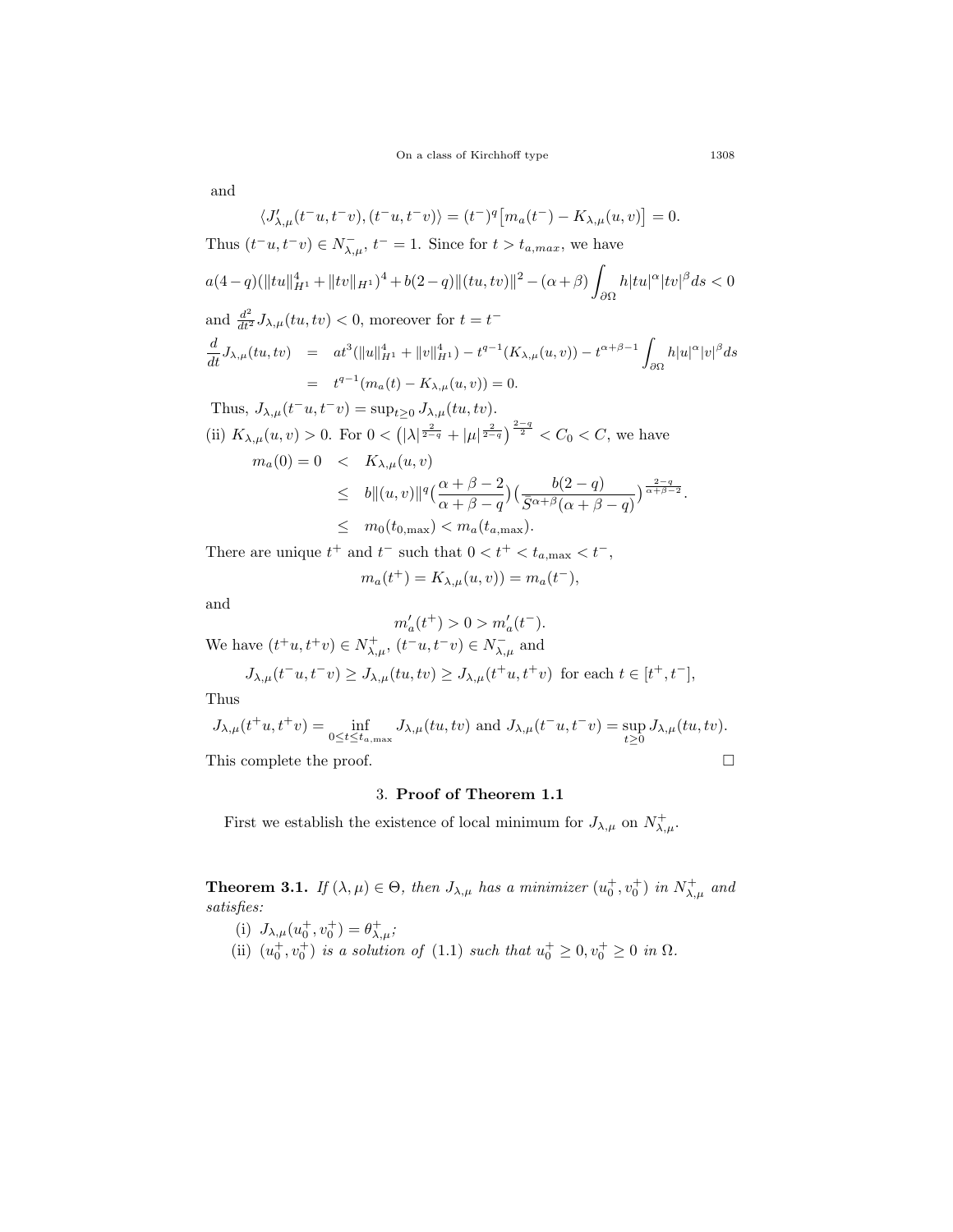and

$$\langle J'_{\lambda,\mu}(t^- u, t^- v), (t^- u, t^- v)\rangle = (t^-)^q \big[m_a(t^-) - K_{\lambda,\mu}(u,v)\big] = 0.$$

Thus $(t^- u, t^- v) \in N^-_{\lambda,\mu}$, $t^- = 1$. Since for $t > t_{a,max}$, we have

$$a(4-q)(\|tu\|^4_{H^1} + \|tv\|_{H^1})^4 + b(2-q)\|(tu,tv)\|^2 - (\alpha+\beta)\int_{\partial\Omega} h|tu|^\alpha |tv|^\beta ds < 0$$

and $\frac{d^2}{dt^2} J_{\lambda,\mu}(tu,tv) < 0$, moreover for $t = t^-$

$$\begin{aligned}
\frac{d}{dt} J_{\lambda,\mu}(tu,tv) &= at^3(\|u\|^4_{H^1} + \|v\|^4_{H^1}) - t^{q-1}(K_{\lambda,\mu}(u,v)) - t^{\alpha+\beta-1}\int_{\partial\Omega} h|u|^\alpha |v|^\beta ds \\
&= t^{q-1}(m_a(t) - K_{\lambda,\mu}(u,v)) = 0.
\end{aligned}$$

Thus, $J_{\lambda,\mu}(t^- u, t^- v) = \sup_{t\geq 0} J_{\lambda,\mu}(tu,tv)$.

(ii) $K_{\lambda,\mu}(u,v) > 0$. For $0 < \big(|\lambda|^{\frac{2}{2-q}} + |\mu|^{\frac{2}{2-q}}\big)^{\frac{2-q}{2}} < C_0 < C$, we have

$$\begin{aligned}
m_a(0) = 0 &< K_{\lambda,\mu}(u,v) \\
&\leq b\|(u,v)\|^q \big(\frac{\alpha+\beta-2}{\alpha+\beta-q}\big)\big(\frac{b(2-q)}{S^{\alpha+\beta}(\alpha+\beta-q)}\big)^{\frac{2-q}{\alpha+\beta-2}}. \\
&\leq m_0(t_{0,\max}) < m_a(t_{a,\max}).
\end{aligned}$$

There are unique $t^+$ and $t^-$ such that $0 < t^+ < t_{a,\max} < t^-$,

$$m_a(t^+) = K_{\lambda,\mu}(u,v)) = m_a(t^-),$$

and

$$m'_a(t^+) > 0 > m'_a(t^-).$$

We have $(t^+ u, t^+ v) \in N^+_{\lambda,\mu}$, $(t^- u, t^- v) \in N^-_{\lambda,\mu}$ and

$$J_{\lambda,\mu}(t^- u, t^- v) \geq J_{\lambda,\mu}(tu,tv) \geq J_{\lambda,\mu}(t^+ u, t^+ v) \text{ for each } t \in [t^+, t^-],$$

Thus

$$J_{\lambda,\mu}(t^+ u, t^+ v) = \inf_{0\leq t\leq t_{a,\max}} J_{\lambda,\mu}(tu,tv) \text{ and } J_{\lambda,\mu}(t^- u, t^- v) = \sup_{t\geq 0} J_{\lambda,\mu}(tu,tv).$$

This complete the proof. □

## 3. Proof of Theorem 1.1

First we establish the existence of local minimum for $J_{\lambda,\mu}$ on $N^+_{\lambda,\mu}$.

**Theorem 3.1.** *If $(\lambda,\mu) \in \Theta$, then $J_{\lambda,\mu}$ has a minimizer $(u^+_0, v^+_0)$ in $N^+_{\lambda,\mu}$ and satisfies:*

(i) $J_{\lambda,\mu}(u^+_0, v^+_0) = \theta^+_{\lambda,\mu}$;

(ii) $(u^+_0, v^+_0)$ *is a solution of* (1.1) *such that* $u^+_0 \geq 0, v^+_0 \geq 0$ *in* $\Omega$.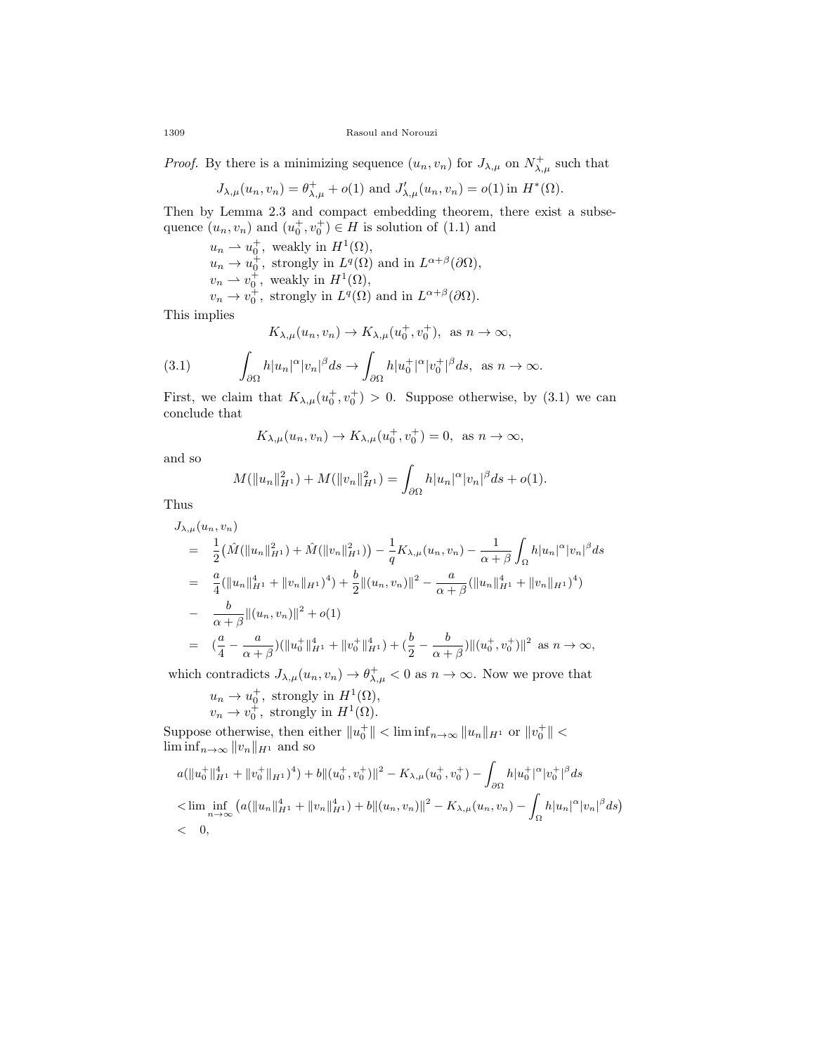*Proof.* By there is a minimizing sequence $(u_n, v_n)$ for $J_{\lambda,\mu}$ on $N^+_{\lambda,\mu}$ such that

$$J_{\lambda,\mu}(u_n, v_n) = \theta^+_{\lambda,\mu} + o(1) \text{ and } J'_{\lambda,\mu}(u_n, v_n) = o(1) \text{ in } H^*(\Omega).$$

Then by Lemma 2.3 and compact embedding theorem, there exist a subsequence $(u_n, v_n)$ and $(u_0^+, v_0^+) \in H$ is solution of (1.1) and

$u_n \rightharpoonup u_0^+$, weakly in $H^1(\Omega)$,
$u_n \to u_0^+$, strongly in $L^q(\Omega)$ and in $L^{\alpha+\beta}(\partial\Omega)$,
$v_n \rightharpoonup v_0^+$, weakly in $H^1(\Omega)$,
$v_n \to v_0^+$, strongly in $L^q(\Omega)$ and in $L^{\alpha+\beta}(\partial\Omega)$.

This implies

$$K_{\lambda,\mu}(u_n, v_n) \to K_{\lambda,\mu}(u_0^+, v_0^+), \text{ as } n \to \infty,$$

$$\int_{\partial\Omega} h|u_n|^\alpha |v_n|^\beta ds \to \int_{\partial\Omega} h|u_0^+|^\alpha |v_0^+|^\beta ds, \text{ as } n \to \infty. \tag{3.1}$$

First, we claim that $K_{\lambda,\mu}(u_0^+, v_0^+) > 0$. Suppose otherwise, by (3.1) we can conclude that

$$K_{\lambda,\mu}(u_n, v_n) \to K_{\lambda,\mu}(u_0^+, v_0^+) = 0, \text{ as } n \to \infty,$$

and so

$$M(\|u_n\|^2_{H^1}) + M(\|v_n\|^2_{H^1}) = \int_{\partial\Omega} h|u_n|^\alpha |v_n|^\beta ds + o(1).$$

Thus

$$\begin{aligned}
&J_{\lambda,\mu}(u_n, v_n) \\
&= \frac{1}{2}\big(\hat{M}(\|u_n\|^2_{H^1}) + \hat{M}(\|v_n\|^2_{H^1})\big) - \frac{1}{q} K_{\lambda,\mu}(u_n, v_n) - \frac{1}{\alpha+\beta}\int_\Omega h|u_n|^\alpha |v_n|^\beta ds \\
&= \frac{a}{4}(\|u_n\|^4_{H^1} + \|v_n\|_{H^1})^4) + \frac{b}{2}\|(u_n, v_n)\|^2 - \frac{a}{\alpha+\beta}(\|u_n\|^4_{H^1} + \|v_n\|_{H^1})^4) \\
&- \frac{b}{\alpha+\beta}\|(u_n, v_n)\|^2 + o(1) \\
&= (\frac{a}{4} - \frac{a}{\alpha+\beta})(\|u_0^+\|^4_{H^1} + \|v_0^+\|^4_{H^1}) + (\frac{b}{2} - \frac{b}{\alpha+\beta})\|(u_0^+, v_0^+)\|^2 \text{ as } n \to \infty,
\end{aligned}$$

which contradicts $J_{\lambda,\mu}(u_n, v_n) \to \theta^+_{\lambda,\mu} < 0$ as $n \to \infty$. Now we prove that

$u_n \to u_0^+$, strongly in $H^1(\Omega)$,
$v_n \to v_0^+$, strongly in $H^1(\Omega)$.

Suppose otherwise, then either $\|u_0^+\| < \liminf_{n\to\infty} \|u_n\|_{H^1}$ or $\|v_0^+\| < \liminf_{n\to\infty} \|v_n\|_{H^1}$ and so

$$\begin{aligned}
&a(\|u_0^+\|^4_{H^1} + \|v_0^+\|_{H^1})^4) + b\|(u_0^+, v_0^+)\|^2 - K_{\lambda,\mu}(u_0^+, v_0^+) - \int_{\partial\Omega} h|u_0^+|^\alpha |v_0^+|^\beta ds \\
&< \liminf_{n\to\infty} \big(a(\|u_n\|^4_{H^1} + \|v_n\|^4_{H^1}) + b\|(u_n, v_n)\|^2 - K_{\lambda,\mu}(u_n, v_n) - \int_\Omega h|u_n|^\alpha |v_n|^\beta ds\big) \\
&< 0,
\end{aligned}$$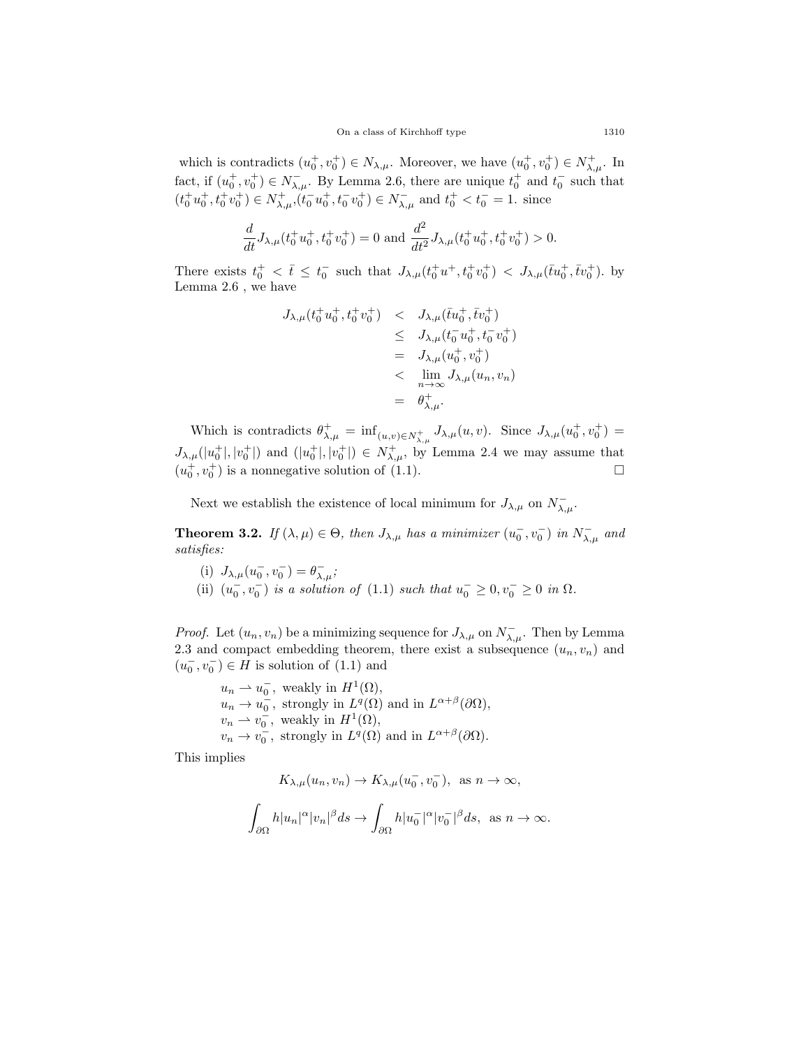which is contradicts $(u_0^+, v_0^+) \in N_{\lambda,\mu}$. Moreover, we have $(u_0^+, v_0^+) \in N_{\lambda,\mu}^+$. In fact, if $(u_0^+, v_0^+) \in N_{\lambda,\mu}^-$. By Lemma 2.6, there are unique $t_0^+$ and $t_0^-$ such that $(t_0^+ u_0^+, t_0^+ v_0^+) \in N_{\lambda,\mu}^+, (t_0^- u_0^+, t_0^- v_0^+) \in N_{\lambda,\mu}^-$ and $t_0^+ < t_0^- = 1$. since

$$\frac{d}{dt} J_{\lambda,\mu}(t_0^+ u_0^+, t_0^+ v_0^+) = 0 \text{ and } \frac{d^2}{dt^2} J_{\lambda,\mu}(t_0^+ u_0^+, t_0^+ v_0^+) > 0.$$

There exists $t_0^+ < \bar{t} \le t_0^-$ such that $J_{\lambda,\mu}(t_0^+ u^+, t_0^+ v_0^+) < J_{\lambda,\mu}(\bar{t} u_0^+, \bar{t} v_0^+)$. by Lemma 2.6 , we have

$$\begin{aligned}
J_{\lambda,\mu}(t_0^+ u_0^+, t_0^+ v_0^+) &< J_{\lambda,\mu}(\bar{t} u_0^+, \bar{t} v_0^+) \\
&\le J_{\lambda,\mu}(t_0^- u_0^+, t_0^- v_0^+) \\
&= J_{\lambda,\mu}(u_0^+, v_0^+) \\
&< \lim_{n\to\infty} J_{\lambda,\mu}(u_n, v_n) \\
&= \theta_{\lambda,\mu}^+.
\end{aligned}$$

Which is contradicts $\theta_{\lambda,\mu}^+ = \inf_{(u,v)\in N_{\lambda,\mu}^+} J_{\lambda,\mu}(u,v)$. Since $J_{\lambda,\mu}(u_0^+, v_0^+) = J_{\lambda,\mu}(|u_0^+|, |v_0^+|)$ and $(|u_0^+|, |v_0^+|) \in N_{\lambda,\mu}^+$, by Lemma 2.4 we may assume that $(u_0^+, v_0^+)$ is a nonnegative solution of (1.1). □

Next we establish the existence of local minimum for $J_{\lambda,\mu}$ on $N_{\lambda,\mu}^-$.

**Theorem 3.2.** *If $(\lambda, \mu) \in \Theta$, then $J_{\lambda,\mu}$ has a minimizer $(u_0^-, v_0^-)$ in $N_{\lambda,\mu}^-$ and satisfies:*

(i) *$J_{\lambda,\mu}(u_0^-, v_0^-) = \theta_{\lambda,\mu}^-$;*

(ii) *$(u_0^-, v_0^-)$ is a solution of (1.1) such that $u_0^- \ge 0, v_0^- \ge 0$ in $\Omega$.*

*Proof.* Let $(u_n, v_n)$ be a minimizing sequence for $J_{\lambda,\mu}$ on $N_{\lambda,\mu}^-$. Then by Lemma 2.3 and compact embedding theorem, there exist a subsequence $(u_n, v_n)$ and $(u_0^-, v_0^-) \in H$ is solution of (1.1) and

$u_n \rightharpoonup u_0^-$, weakly in $H^1(\Omega)$,
$u_n \to u_0^-$, strongly in $L^q(\Omega)$ and in $L^{\alpha+\beta}(\partial\Omega)$,
$v_n \rightharpoonup v_0^-$, weakly in $H^1(\Omega)$,
$v_n \to v_0^-$, strongly in $L^q(\Omega)$ and in $L^{\alpha+\beta}(\partial\Omega)$.

This implies

$$K_{\lambda,\mu}(u_n, v_n) \to K_{\lambda,\mu}(u_0^-, v_0^-), \text{ as } n \to \infty,$$

$$\int_{\partial\Omega} h|u_n|^\alpha |v_n|^\beta ds \to \int_{\partial\Omega} h|u_0^-|^\alpha |v_0^-|^\beta ds, \text{ as } n \to \infty.$$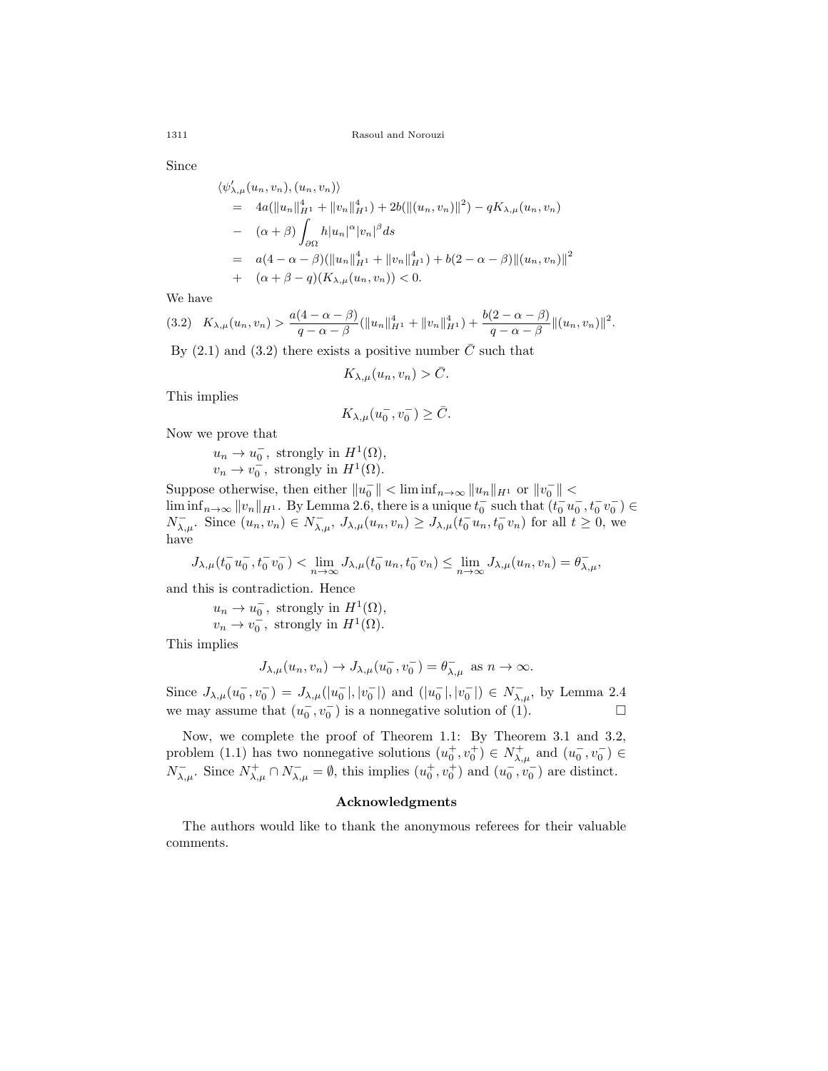Since

$$
\begin{aligned}
&\langle \psi'_{\lambda,\mu}(u_n, v_n), (u_n, v_n)\rangle \\
&= \quad 4a(\|u_n\|_{H^1}^4 + \|v_n\|_{H^1}^4) + 2b(\|(u_n, v_n)\|^2) - qK_{\lambda,\mu}(u_n, v_n) \\
&- \quad (\alpha+\beta)\int_{\partial\Omega} h|u_n|^\alpha |v_n|^\beta ds \\
&= \quad a(4-\alpha-\beta)(\|u_n\|_{H^1}^4 + \|v_n\|_{H^1}^4) + b(2-\alpha-\beta)\|(u_n, v_n)\|^2 \\
&+ \quad (\alpha+\beta-q)(K_{\lambda,\mu}(u_n, v_n)) < 0.
\end{aligned}
$$

We have

$$
(3.2) \quad K_{\lambda,\mu}(u_n, v_n) > \frac{a(4-\alpha-\beta)}{q-\alpha-\beta}(\|u_n\|_{H^1}^4 + \|v_n\|_{H^1}^4) + \frac{b(2-\alpha-\beta)}{q-\alpha-\beta}\|(u_n, v_n)\|^2.
$$

By (2.1) and (3.2) there exists a positive number $\bar{C}$ such that

$$
K_{\lambda,\mu}(u_n, v_n) > \bar{C}.
$$

This implies

$$
K_{\lambda,\mu}(u_0^-, v_0^-) \geq \bar{C}.
$$

Now we prove that

$u_n \to u_0^-$, strongly in $H^1(\Omega)$,
$v_n \to v_0^-$, strongly in $H^1(\Omega)$.

Suppose otherwise, then either $\|u_0^-\| < \liminf_{n\to\infty} \|u_n\|_{H^1}$ or $\|v_0^-\| < \liminf_{n\to\infty} \|v_n\|_{H^1}$. By Lemma 2.6, there is a unique $t_0^-$ such that $(t_0^- u_0^-, t_0^- v_0^-) \in N_{\lambda,\mu}^-$. Since $(u_n, v_n) \in N_{\lambda,\mu}^-$, $J_{\lambda,\mu}(u_n, v_n) \geq J_{\lambda,\mu}(t_0^- u_n, t_0^- v_n)$ for all $t \geq 0$, we have

$$
J_{\lambda,\mu}(t_0^- u_0^-, t_0^- v_0^-) < \lim_{n\to\infty} J_{\lambda,\mu}(t_0^- u_n, t_0^- v_n) \leq \lim_{n\to\infty} J_{\lambda,\mu}(u_n, v_n) = \theta_{\lambda,\mu}^-,
$$

and this is contradiction. Hence

$u_n \to u_0^-$, strongly in $H^1(\Omega)$,
$v_n \to v_0^-$, strongly in $H^1(\Omega)$.

This implies

$$
J_{\lambda,\mu}(u_n, v_n) \to J_{\lambda,\mu}(u_0^-, v_0^-) = \theta_{\lambda,\mu}^- \text{ as } n \to \infty.
$$

Since $J_{\lambda,\mu}(u_0^-, v_0^-) = J_{\lambda,\mu}(|u_0^-|, |v_0^-|)$ and $(|u_0^-|, |v_0^-|) \in N_{\lambda,\mu}^-$, by Lemma 2.4 we may assume that $(u_0^-, v_0^-)$ is a nonnegative solution of (1). □

Now, we complete the proof of Theorem 1.1: By Theorem 3.1 and 3.2, problem (1.1) has two nonnegative solutions $(u_0^+, v_0^+) \in N_{\lambda,\mu}^+$ and $(u_0^-, v_0^-) \in N_{\lambda,\mu}^-$. Since $N_{\lambda,\mu}^+ \cap N_{\lambda,\mu}^- = \emptyset$, this implies $(u_0^+, v_0^+)$ and $(u_0^-, v_0^-)$ are distinct.

## Acknowledgments

The authors would like to thank the anonymous referees for their valuable comments.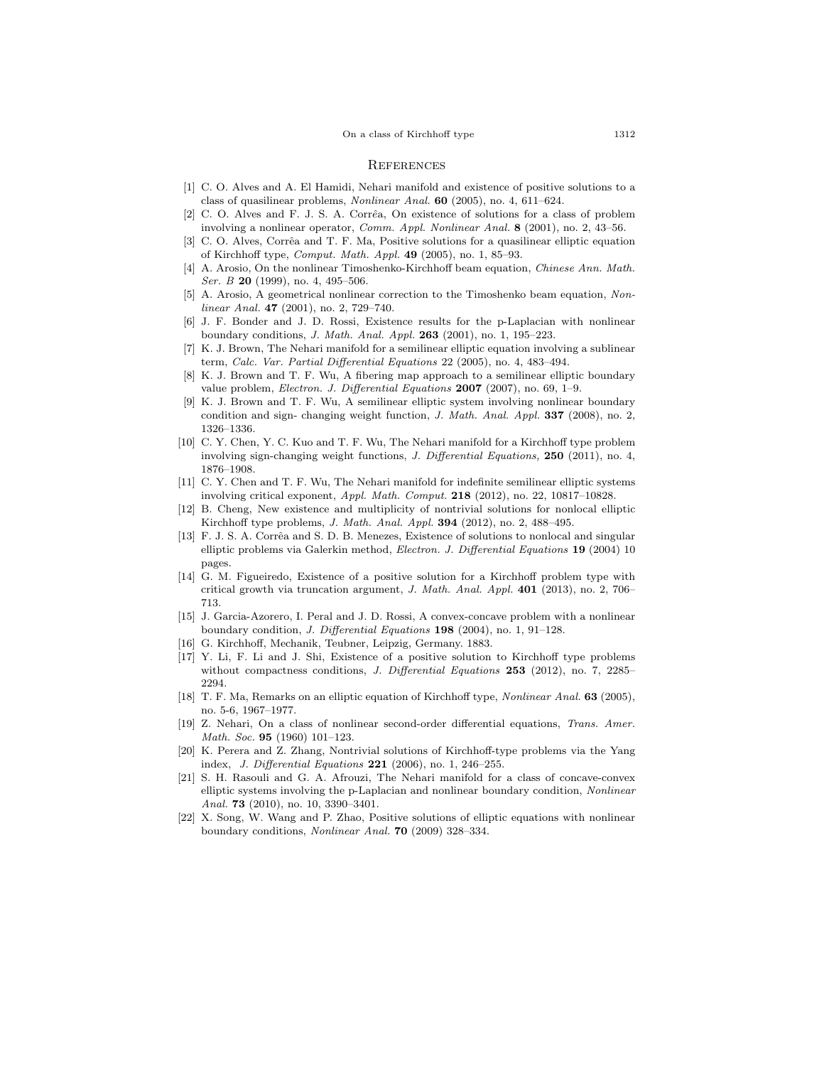## References

[1] C. O. Alves and A. El Hamidi, Nehari manifold and existence of positive solutions to a class of quasilinear problems, *Nonlinear Anal.* **60** (2005), no. 4, 611–624.

[2] C. O. Alves and F. J. S. A. Corrêa, On existence of solutions for a class of problem involving a nonlinear operator, *Comm. Appl. Nonlinear Anal.* **8** (2001), no. 2, 43–56.

[3] C. O. Alves, Corrêa and T. F. Ma, Positive solutions for a quasilinear elliptic equation of Kirchhoff type, *Comput. Math. Appl.* **49** (2005), no. 1, 85–93.

[4] A. Arosio, On the nonlinear Timoshenko-Kirchhoff beam equation, *Chinese Ann. Math. Ser. B* **20** (1999), no. 4, 495–506.

[5] A. Arosio, A geometrical nonlinear correction to the Timoshenko beam equation, *Nonlinear Anal.* **47** (2001), no. 2, 729–740.

[6] J. F. Bonder and J. D. Rossi, Existence results for the p-Laplacian with nonlinear boundary conditions, *J. Math. Anal. Appl.* **263** (2001), no. 1, 195–223.

[7] K. J. Brown, The Nehari manifold for a semilinear elliptic equation involving a sublinear term, *Calc. Var. Partial Differential Equations* 22 (2005), no. 4, 483–494.

[8] K. J. Brown and T. F. Wu, A fibering map approach to a semilinear elliptic boundary value problem, *Electron. J. Differential Equations* **2007** (2007), no. 69, 1–9.

[9] K. J. Brown and T. F. Wu, A semilinear elliptic system involving nonlinear boundary condition and sign- changing weight function, *J. Math. Anal. Appl.* **337** (2008), no. 2, 1326–1336.

[10] C. Y. Chen, Y. C. Kuo and T. F. Wu, The Nehari manifold for a Kirchhoff type problem involving sign-changing weight functions, *J. Differential Equations,* **250** (2011), no. 4, 1876–1908.

[11] C. Y. Chen and T. F. Wu, The Nehari manifold for indefinite semilinear elliptic systems involving critical exponent, *Appl. Math. Comput.* **218** (2012), no. 22, 10817–10828.

[12] B. Cheng, New existence and multiplicity of nontrivial solutions for nonlocal elliptic Kirchhoff type problems, *J. Math. Anal. Appl.* **394** (2012), no. 2, 488–495.

[13] F. J. S. A. Corrêa and S. D. B. Menezes, Existence of solutions to nonlocal and singular elliptic problems via Galerkin method, *Electron. J. Differential Equations* **19** (2004) 10 pages.

[14] G. M. Figueiredo, Existence of a positive solution for a Kirchhoff problem type with critical growth via truncation argument, *J. Math. Anal. Appl.* **401** (2013), no. 2, 706–713.

[15] J. Garcia-Azorero, I. Peral and J. D. Rossi, A convex-concave problem with a nonlinear boundary condition, *J. Differential Equations* **198** (2004), no. 1, 91–128.

[16] G. Kirchhoff, Mechanik, Teubner, Leipzig, Germany. 1883.

[17] Y. Li, F. Li and J. Shi, Existence of a positive solution to Kirchhoff type problems without compactness conditions, *J. Differential Equations* **253** (2012), no. 7, 2285–2294.

[18] T. F. Ma, Remarks on an elliptic equation of Kirchhoff type, *Nonlinear Anal.* **63** (2005), no. 5-6, 1967–1977.

[19] Z. Nehari, On a class of nonlinear second-order differential equations, *Trans. Amer. Math. Soc.* **95** (1960) 101–123.

[20] K. Perera and Z. Zhang, Nontrivial solutions of Kirchhoff-type problems via the Yang index, *J. Differential Equations* **221** (2006), no. 1, 246–255.

[21] S. H. Rasouli and G. A. Afrouzi, The Nehari manifold for a class of concave-convex elliptic systems involving the p-Laplacian and nonlinear boundary condition, *Nonlinear Anal.* **73** (2010), no. 10, 3390–3401.

[22] X. Song, W. Wang and P. Zhao, Positive solutions of elliptic equations with nonlinear boundary conditions, *Nonlinear Anal.* **70** (2009) 328–334.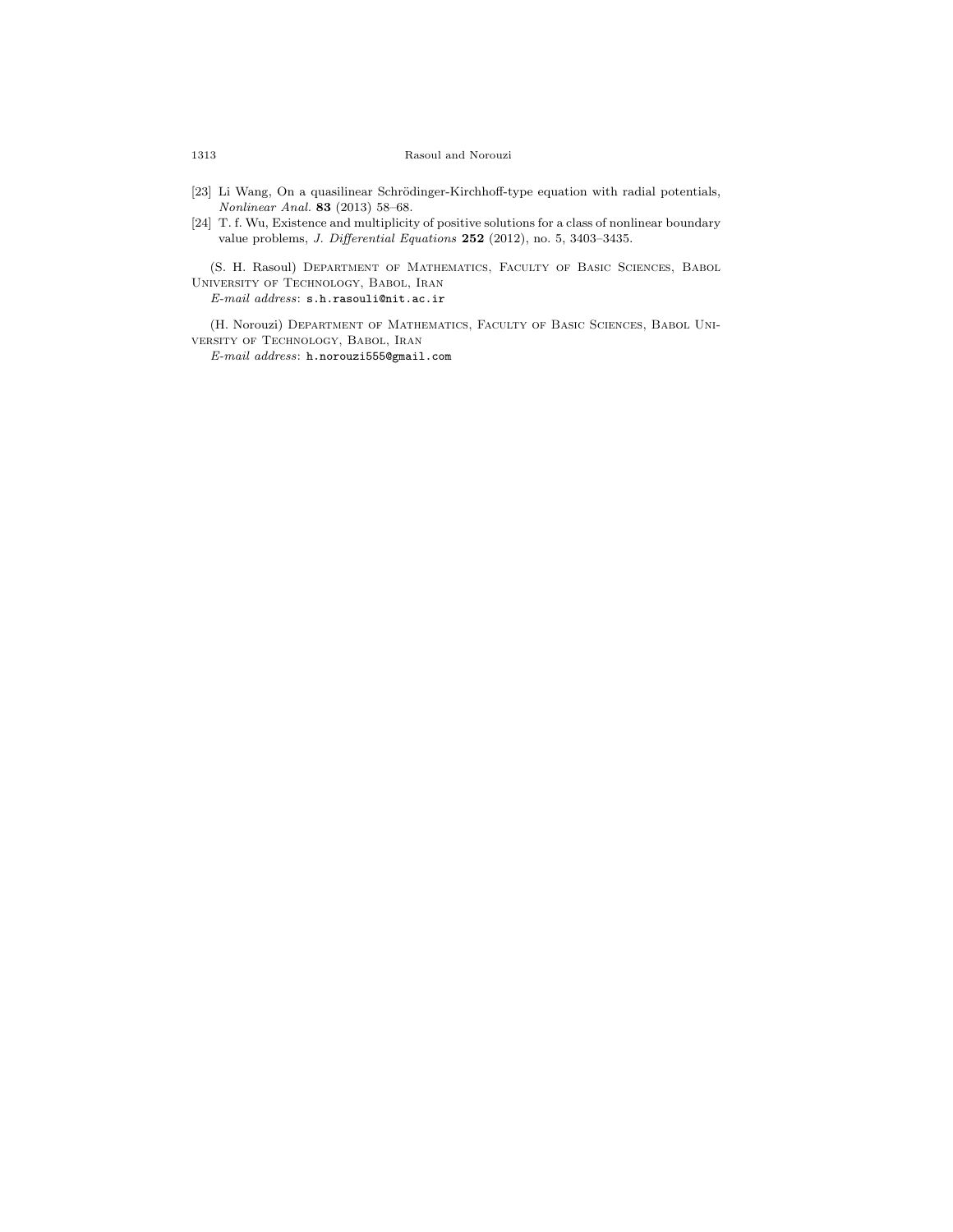[23] Li Wang, On a quasilinear Schrödinger-Kirchhoff-type equation with radial potentials, *Nonlinear Anal.* **83** (2013) 58–68.

[24] T. f. Wu, Existence and multiplicity of positive solutions for a class of nonlinear boundary value problems, *J. Differential Equations* **252** (2012), no. 5, 3403–3435.

(S. H. Rasoul) Department of Mathematics, Faculty of Basic Sciences, Babol University of Technology, Babol, Iran

*E-mail address*: `s.h.rasouli@nit.ac.ir`

(H. Norouzi) Department of Mathematics, Faculty of Basic Sciences, Babol University of Technology, Babol, Iran

*E-mail address*: `h.norouzi555@gmail.com`